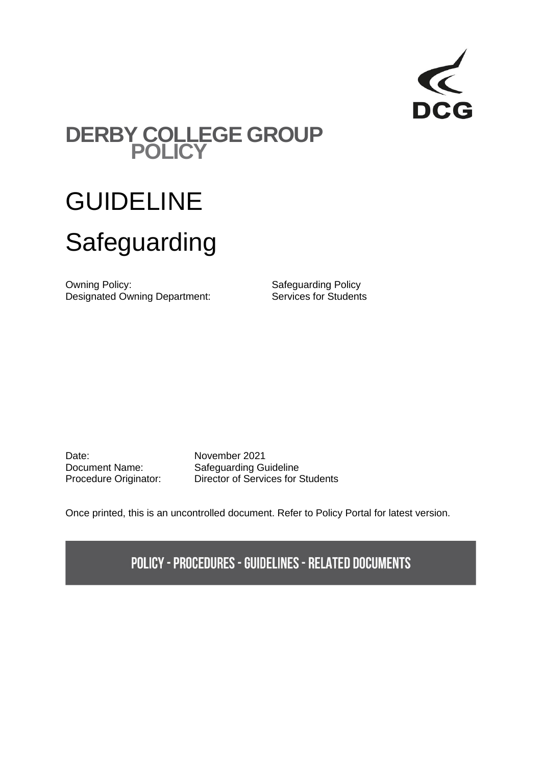DCG

# DERBY COLLEGE GROUP POLICY

# GUIDELINE

# Safeguarding

| | |
|---|---|
| Owning Policy: | Safeguarding Policy |
| Designated Owning Department: | Services for Students |

| | |
|---|---|
| Date: | November 2021 |
| Document Name: | Safeguarding Guideline |
| Procedure Originator: | Director of Services for Students |

Once printed, this is an uncontrolled document. Refer to Policy Portal for latest version.

**POLICY - PROCEDURES - GUIDELINES - RELATED DOCUMENTS**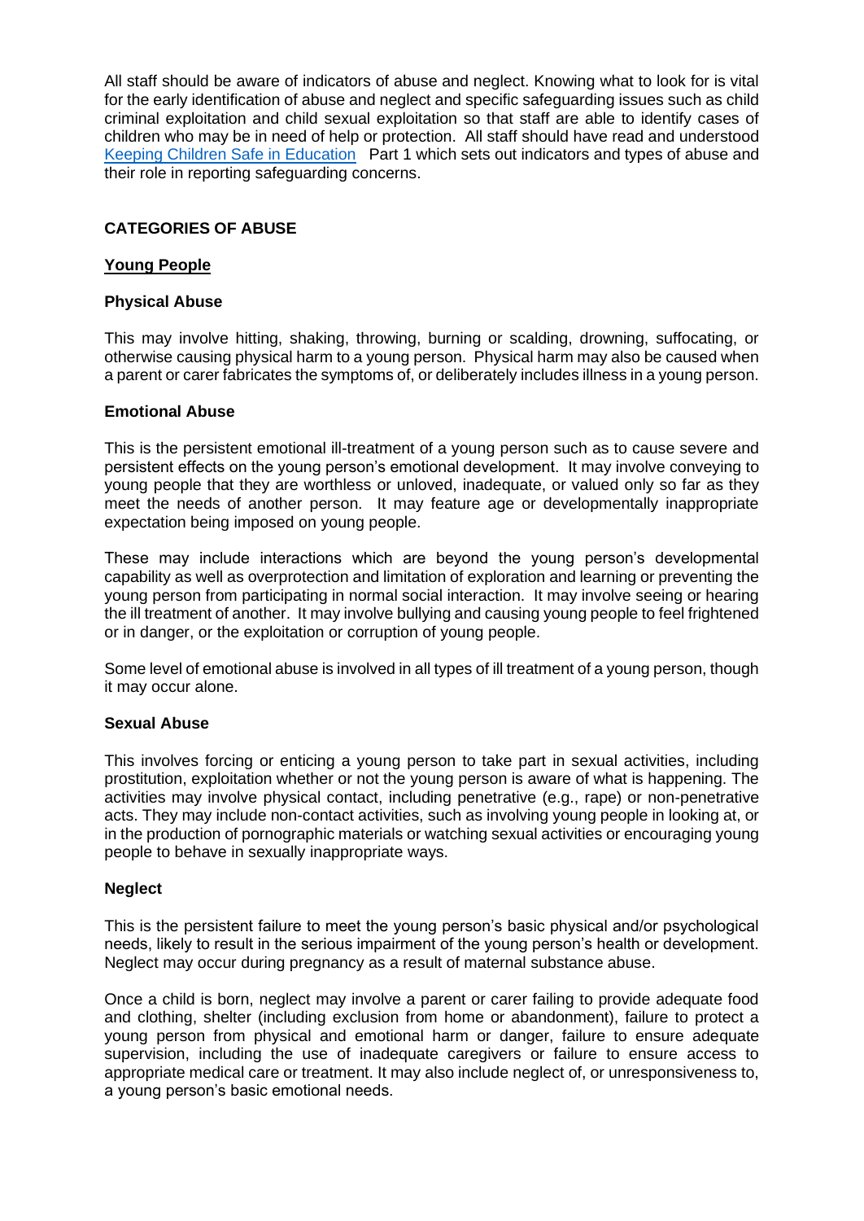All staff should be aware of indicators of abuse and neglect. Knowing what to look for is vital for the early identification of abuse and neglect and specific safeguarding issues such as child criminal exploitation and child sexual exploitation so that staff are able to identify cases of children who may be in need of help or protection. All staff should have read and understood [Keeping Children Safe in Education](#) Part 1 which sets out indicators and types of abuse and their role in reporting safeguarding concerns.

## CATEGORIES OF ABUSE

### Young People

#### Physical Abuse

This may involve hitting, shaking, throwing, burning or scalding, drowning, suffocating, or otherwise causing physical harm to a young person. Physical harm may also be caused when a parent or carer fabricates the symptoms of, or deliberately includes illness in a young person.

#### Emotional Abuse

This is the persistent emotional ill-treatment of a young person such as to cause severe and persistent effects on the young person's emotional development. It may involve conveying to young people that they are worthless or unloved, inadequate, or valued only so far as they meet the needs of another person. It may feature age or developmentally inappropriate expectation being imposed on young people.

These may include interactions which are beyond the young person's developmental capability as well as overprotection and limitation of exploration and learning or preventing the young person from participating in normal social interaction. It may involve seeing or hearing the ill treatment of another. It may involve bullying and causing young people to feel frightened or in danger, or the exploitation or corruption of young people.

Some level of emotional abuse is involved in all types of ill treatment of a young person, though it may occur alone.

#### Sexual Abuse

This involves forcing or enticing a young person to take part in sexual activities, including prostitution, exploitation whether or not the young person is aware of what is happening. The activities may involve physical contact, including penetrative (e.g., rape) or non-penetrative acts. They may include non-contact activities, such as involving young people in looking at, or in the production of pornographic materials or watching sexual activities or encouraging young people to behave in sexually inappropriate ways.

#### Neglect

This is the persistent failure to meet the young person's basic physical and/or psychological needs, likely to result in the serious impairment of the young person's health or development. Neglect may occur during pregnancy as a result of maternal substance abuse.

Once a child is born, neglect may involve a parent or carer failing to provide adequate food and clothing, shelter (including exclusion from home or abandonment), failure to protect a young person from physical and emotional harm or danger, failure to ensure adequate supervision, including the use of inadequate caregivers or failure to ensure access to appropriate medical care or treatment. It may also include neglect of, or unresponsiveness to, a young person's basic emotional needs.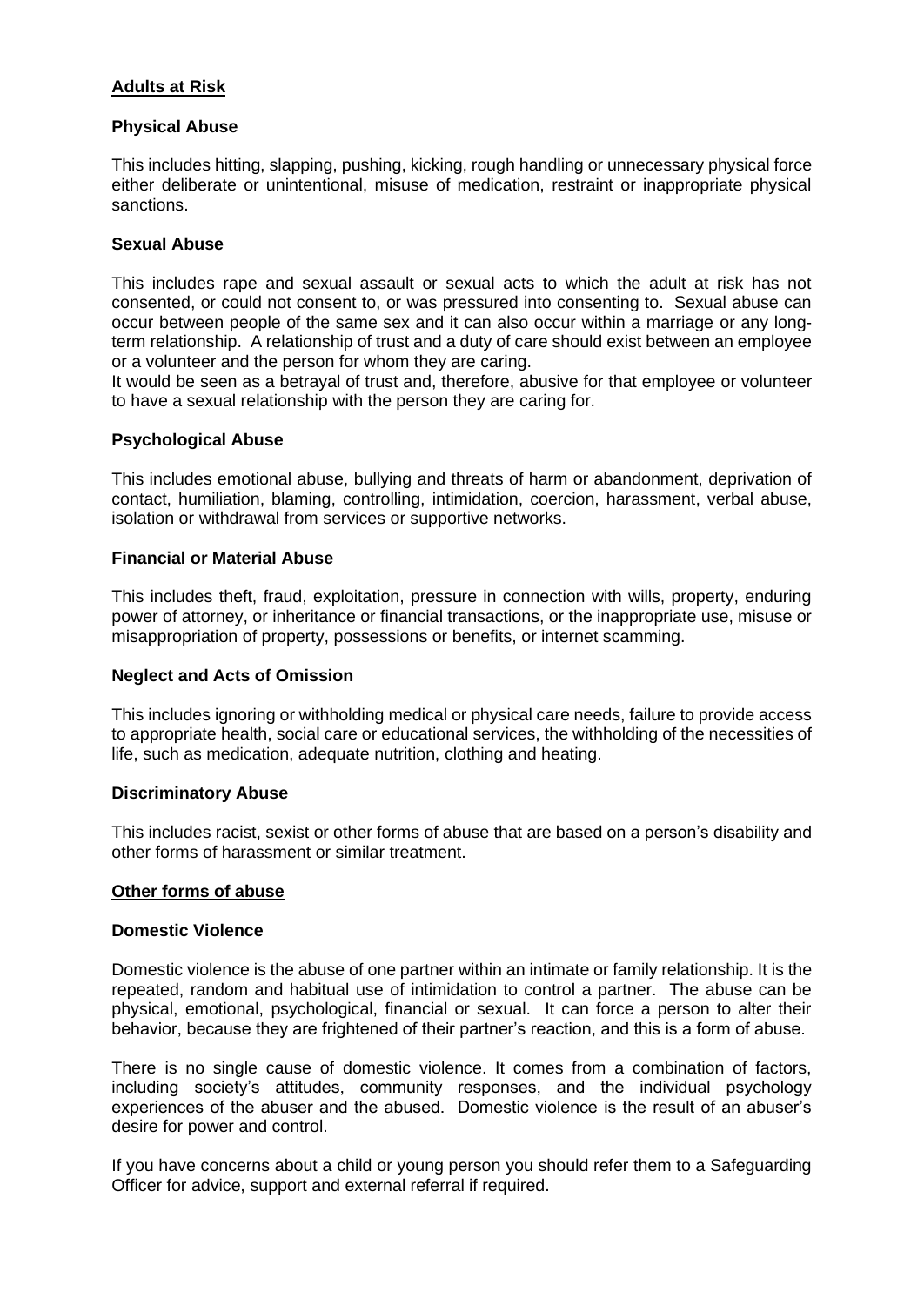## **Adults at Risk**

### Physical Abuse

This includes hitting, slapping, pushing, kicking, rough handling or unnecessary physical force either deliberate or unintentional, misuse of medication, restraint or inappropriate physical sanctions.

### Sexual Abuse

This includes rape and sexual assault or sexual acts to which the adult at risk has not consented, or could not consent to, or was pressured into consenting to. Sexual abuse can occur between people of the same sex and it can also occur within a marriage or any long-term relationship. A relationship of trust and a duty of care should exist between an employee or a volunteer and the person for whom they are caring.

It would be seen as a betrayal of trust and, therefore, abusive for that employee or volunteer to have a sexual relationship with the person they are caring for.

### Psychological Abuse

This includes emotional abuse, bullying and threats of harm or abandonment, deprivation of contact, humiliation, blaming, controlling, intimidation, coercion, harassment, verbal abuse, isolation or withdrawal from services or supportive networks.

### Financial or Material Abuse

This includes theft, fraud, exploitation, pressure in connection with wills, property, enduring power of attorney, or inheritance or financial transactions, or the inappropriate use, misuse or misappropriation of property, possessions or benefits, or internet scamming.

### Neglect and Acts of Omission

This includes ignoring or withholding medical or physical care needs, failure to provide access to appropriate health, social care or educational services, the withholding of the necessities of life, such as medication, adequate nutrition, clothing and heating.

### Discriminatory Abuse

This includes racist, sexist or other forms of abuse that are based on a person's disability and other forms of harassment or similar treatment.

## **Other forms of abuse**

### Domestic Violence

Domestic violence is the abuse of one partner within an intimate or family relationship. It is the repeated, random and habitual use of intimidation to control a partner. The abuse can be physical, emotional, psychological, financial or sexual. It can force a person to alter their behavior, because they are frightened of their partner's reaction, and this is a form of abuse.

There is no single cause of domestic violence. It comes from a combination of factors, including society's attitudes, community responses, and the individual psychology experiences of the abuser and the abused. Domestic violence is the result of an abuser's desire for power and control.

If you have concerns about a child or young person you should refer them to a Safeguarding Officer for advice, support and external referral if required.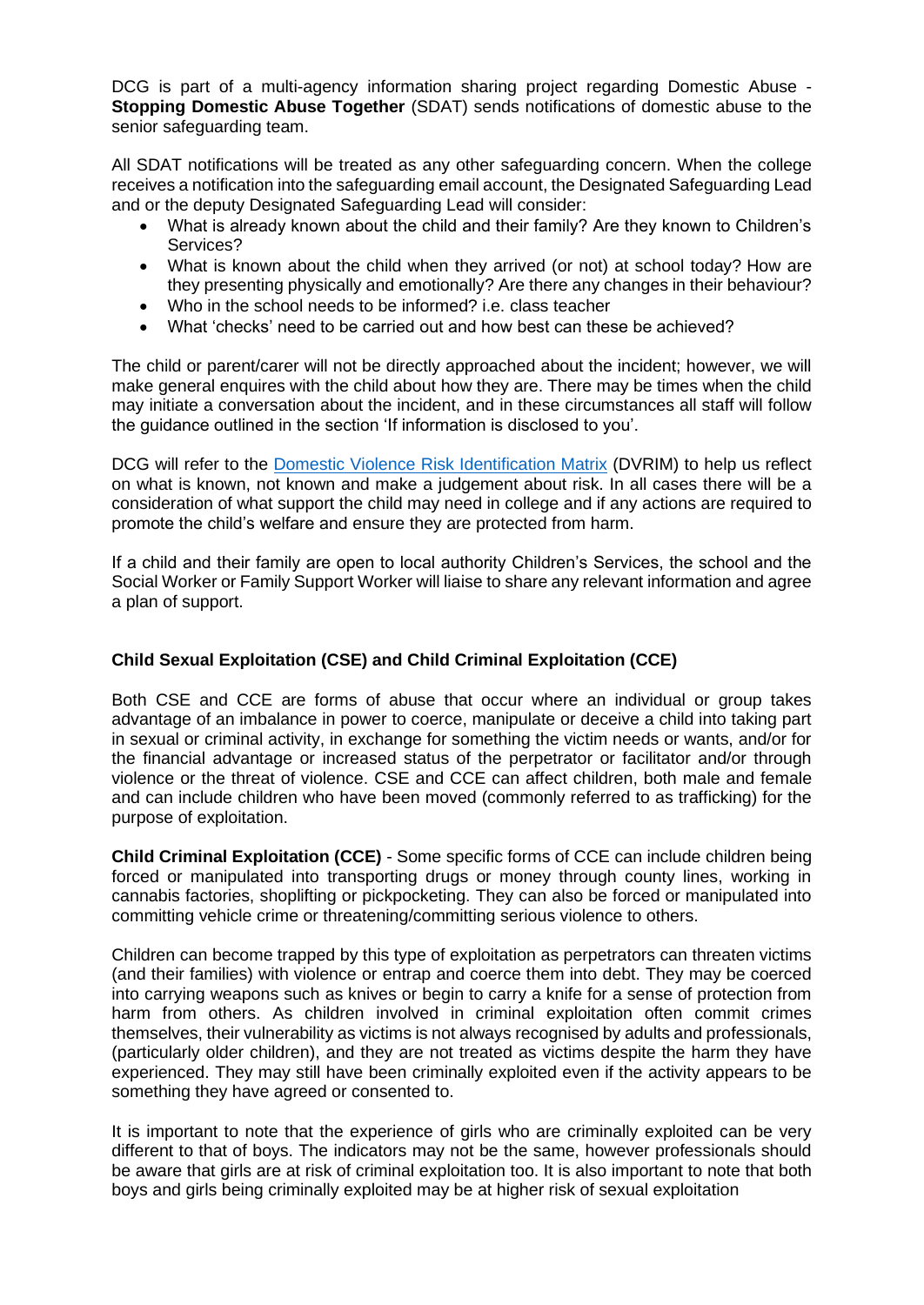DCG is part of a multi-agency information sharing project regarding Domestic Abuse - **Stopping Domestic Abuse Together** (SDAT) sends notifications of domestic abuse to the senior safeguarding team.

All SDAT notifications will be treated as any other safeguarding concern. When the college receives a notification into the safeguarding email account, the Designated Safeguarding Lead and or the deputy Designated Safeguarding Lead will consider:

- What is already known about the child and their family? Are they known to Children's Services?
- What is known about the child when they arrived (or not) at school today? How are they presenting physically and emotionally? Are there any changes in their behaviour?
- Who in the school needs to be informed? i.e. class teacher
- What 'checks' need to be carried out and how best can these be achieved?

The child or parent/carer will not be directly approached about the incident; however, we will make general enquires with the child about how they are. There may be times when the child may initiate a conversation about the incident, and in these circumstances all staff will follow the guidance outlined in the section 'If information is disclosed to you'.

DCG will refer to the Domestic Violence Risk Identification Matrix (DVRIM) to help us reflect on what is known, not known and make a judgement about risk. In all cases there will be a consideration of what support the child may need in college and if any actions are required to promote the child's welfare and ensure they are protected from harm.

If a child and their family are open to local authority Children's Services, the school and the Social Worker or Family Support Worker will liaise to share any relevant information and agree a plan of support.

**Child Sexual Exploitation (CSE) and Child Criminal Exploitation (CCE)**

Both CSE and CCE are forms of abuse that occur where an individual or group takes advantage of an imbalance in power to coerce, manipulate or deceive a child into taking part in sexual or criminal activity, in exchange for something the victim needs or wants, and/or for the financial advantage or increased status of the perpetrator or facilitator and/or through violence or the threat of violence. CSE and CCE can affect children, both male and female and can include children who have been moved (commonly referred to as trafficking) for the purpose of exploitation.

**Child Criminal Exploitation (CCE)** - Some specific forms of CCE can include children being forced or manipulated into transporting drugs or money through county lines, working in cannabis factories, shoplifting or pickpocketing. They can also be forced or manipulated into committing vehicle crime or threatening/committing serious violence to others.

Children can become trapped by this type of exploitation as perpetrators can threaten victims (and their families) with violence or entrap and coerce them into debt. They may be coerced into carrying weapons such as knives or begin to carry a knife for a sense of protection from harm from others. As children involved in criminal exploitation often commit crimes themselves, their vulnerability as victims is not always recognised by adults and professionals, (particularly older children), and they are not treated as victims despite the harm they have experienced. They may still have been criminally exploited even if the activity appears to be something they have agreed or consented to.

It is important to note that the experience of girls who are criminally exploited can be very different to that of boys. The indicators may not be the same, however professionals should be aware that girls are at risk of criminal exploitation too. It is also important to note that both boys and girls being criminally exploited may be at higher risk of sexual exploitation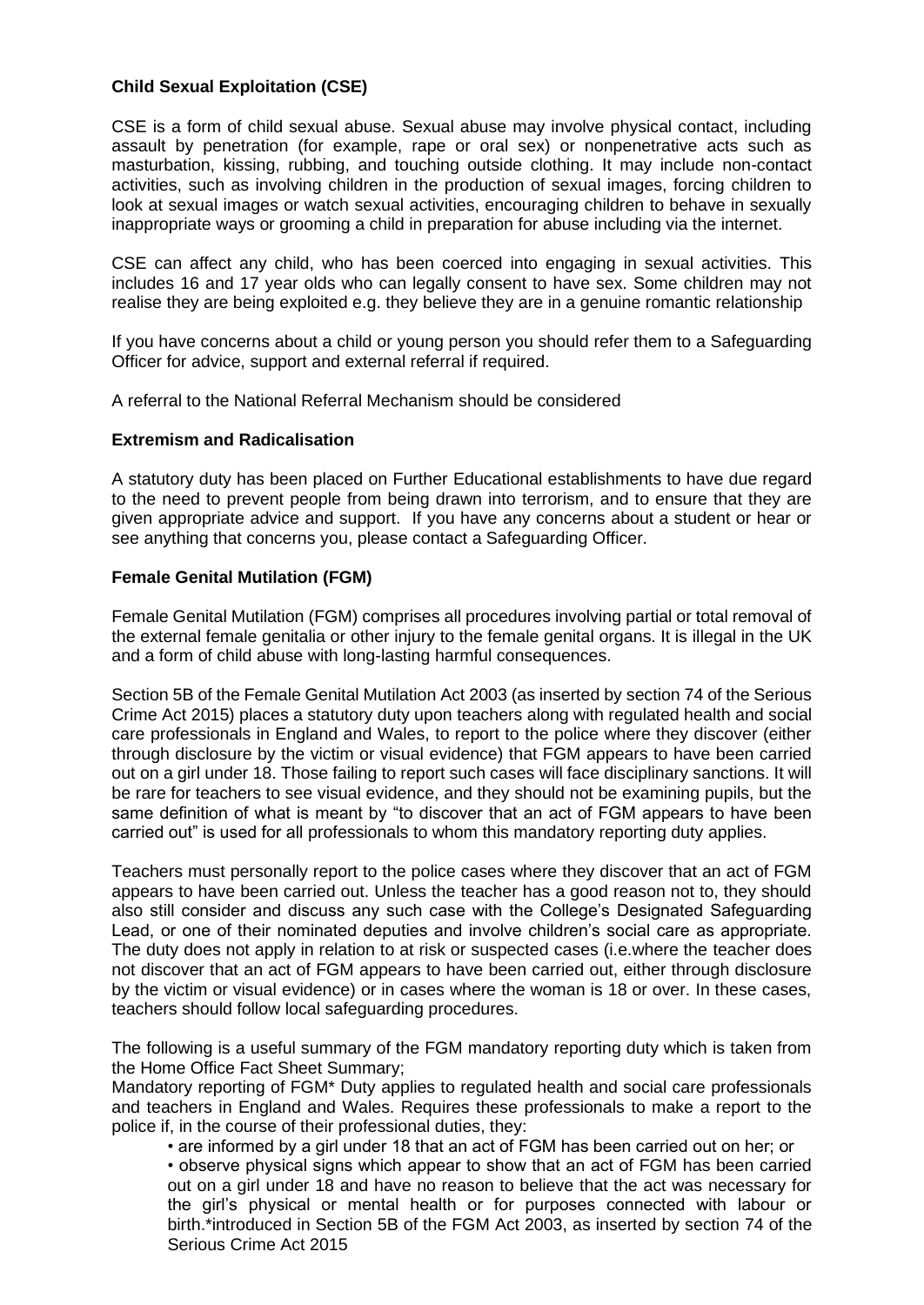**Child Sexual Exploitation (CSE)**

CSE is a form of child sexual abuse. Sexual abuse may involve physical contact, including assault by penetration (for example, rape or oral sex) or nonpenetrative acts such as masturbation, kissing, rubbing, and touching outside clothing. It may include non-contact activities, such as involving children in the production of sexual images, forcing children to look at sexual images or watch sexual activities, encouraging children to behave in sexually inappropriate ways or grooming a child in preparation for abuse including via the internet.

CSE can affect any child, who has been coerced into engaging in sexual activities. This includes 16 and 17 year olds who can legally consent to have sex. Some children may not realise they are being exploited e.g. they believe they are in a genuine romantic relationship

If you have concerns about a child or young person you should refer them to a Safeguarding Officer for advice, support and external referral if required.

A referral to the National Referral Mechanism should be considered

**Extremism and Radicalisation**

A statutory duty has been placed on Further Educational establishments to have due regard to the need to prevent people from being drawn into terrorism, and to ensure that they are given appropriate advice and support. If you have any concerns about a student or hear or see anything that concerns you, please contact a Safeguarding Officer.

**Female Genital Mutilation (FGM)**

Female Genital Mutilation (FGM) comprises all procedures involving partial or total removal of the external female genitalia or other injury to the female genital organs. It is illegal in the UK and a form of child abuse with long-lasting harmful consequences.

Section 5B of the Female Genital Mutilation Act 2003 (as inserted by section 74 of the Serious Crime Act 2015) places a statutory duty upon teachers along with regulated health and social care professionals in England and Wales, to report to the police where they discover (either through disclosure by the victim or visual evidence) that FGM appears to have been carried out on a girl under 18. Those failing to report such cases will face disciplinary sanctions. It will be rare for teachers to see visual evidence, and they should not be examining pupils, but the same definition of what is meant by "to discover that an act of FGM appears to have been carried out" is used for all professionals to whom this mandatory reporting duty applies.

Teachers must personally report to the police cases where they discover that an act of FGM appears to have been carried out. Unless the teacher has a good reason not to, they should also still consider and discuss any such case with the College's Designated Safeguarding Lead, or one of their nominated deputies and involve children's social care as appropriate. The duty does not apply in relation to at risk or suspected cases (i.e.where the teacher does not discover that an act of FGM appears to have been carried out, either through disclosure by the victim or visual evidence) or in cases where the woman is 18 or over. In these cases, teachers should follow local safeguarding procedures.

The following is a useful summary of the FGM mandatory reporting duty which is taken from the Home Office Fact Sheet Summary;
Mandatory reporting of FGM* Duty applies to regulated health and social care professionals and teachers in England and Wales. Requires these professionals to make a report to the police if, in the course of their professional duties, they:

- are informed by a girl under 18 that an act of FGM has been carried out on her; or
- observe physical signs which appear to show that an act of FGM has been carried out on a girl under 18 and have no reason to believe that the act was necessary for the girl's physical or mental health or for purposes connected with labour or birth.*introduced in Section 5B of the FGM Act 2003, as inserted by section 74 of the Serious Crime Act 2015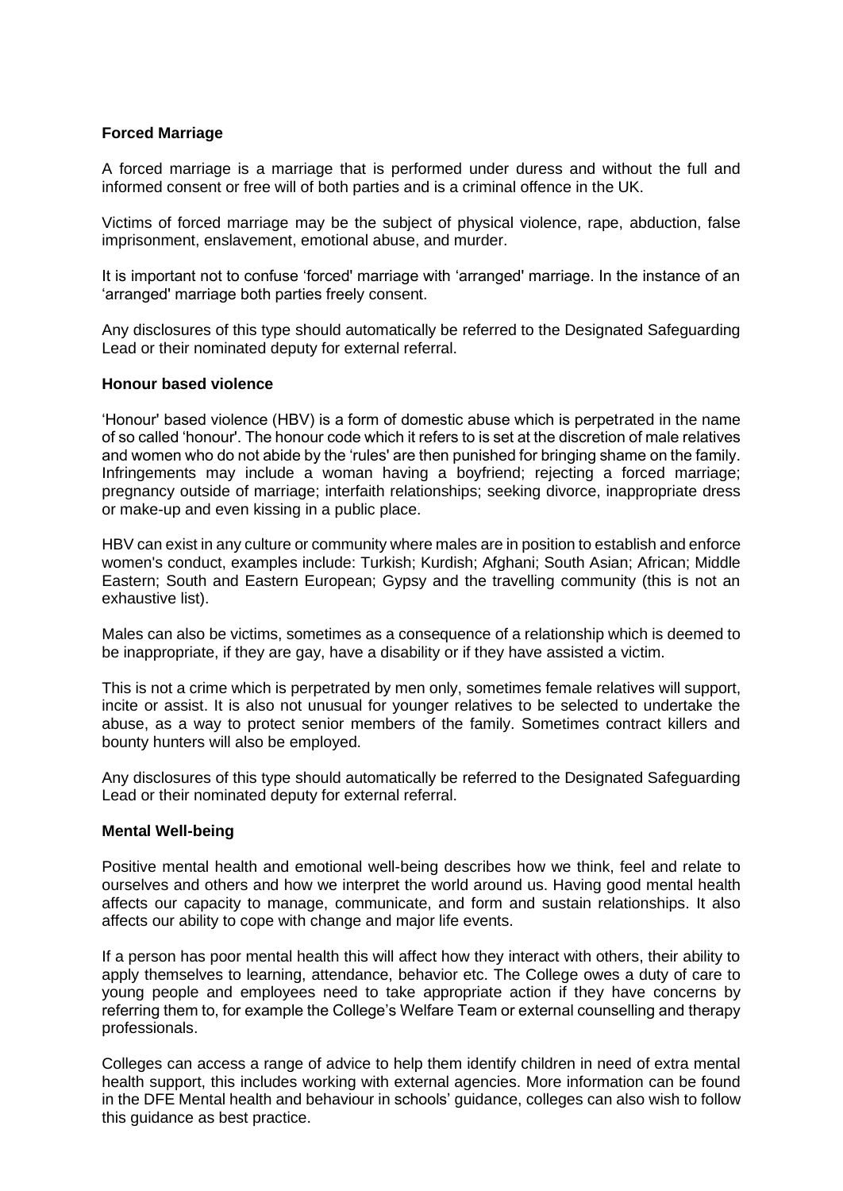**Forced Marriage**

A forced marriage is a marriage that is performed under duress and without the full and informed consent or free will of both parties and is a criminal offence in the UK.

Victims of forced marriage may be the subject of physical violence, rape, abduction, false imprisonment, enslavement, emotional abuse, and murder.

It is important not to confuse 'forced' marriage with 'arranged' marriage. In the instance of an 'arranged' marriage both parties freely consent.

Any disclosures of this type should automatically be referred to the Designated Safeguarding Lead or their nominated deputy for external referral.

**Honour based violence**

'Honour' based violence (HBV) is a form of domestic abuse which is perpetrated in the name of so called 'honour'. The honour code which it refers to is set at the discretion of male relatives and women who do not abide by the 'rules' are then punished for bringing shame on the family. Infringements may include a woman having a boyfriend; rejecting a forced marriage; pregnancy outside of marriage; interfaith relationships; seeking divorce, inappropriate dress or make-up and even kissing in a public place.

HBV can exist in any culture or community where males are in position to establish and enforce women's conduct, examples include: Turkish; Kurdish; Afghani; South Asian; African; Middle Eastern; South and Eastern European; Gypsy and the travelling community (this is not an exhaustive list).

Males can also be victims, sometimes as a consequence of a relationship which is deemed to be inappropriate, if they are gay, have a disability or if they have assisted a victim.

This is not a crime which is perpetrated by men only, sometimes female relatives will support, incite or assist. It is also not unusual for younger relatives to be selected to undertake the abuse, as a way to protect senior members of the family. Sometimes contract killers and bounty hunters will also be employed.

Any disclosures of this type should automatically be referred to the Designated Safeguarding Lead or their nominated deputy for external referral.

**Mental Well-being**

Positive mental health and emotional well-being describes how we think, feel and relate to ourselves and others and how we interpret the world around us. Having good mental health affects our capacity to manage, communicate, and form and sustain relationships. It also affects our ability to cope with change and major life events.

If a person has poor mental health this will affect how they interact with others, their ability to apply themselves to learning, attendance, behavior etc. The College owes a duty of care to young people and employees need to take appropriate action if they have concerns by referring them to, for example the College's Welfare Team or external counselling and therapy professionals.

Colleges can access a range of advice to help them identify children in need of extra mental health support, this includes working with external agencies. More information can be found in the DFE Mental health and behaviour in schools' guidance, colleges can also wish to follow this guidance as best practice.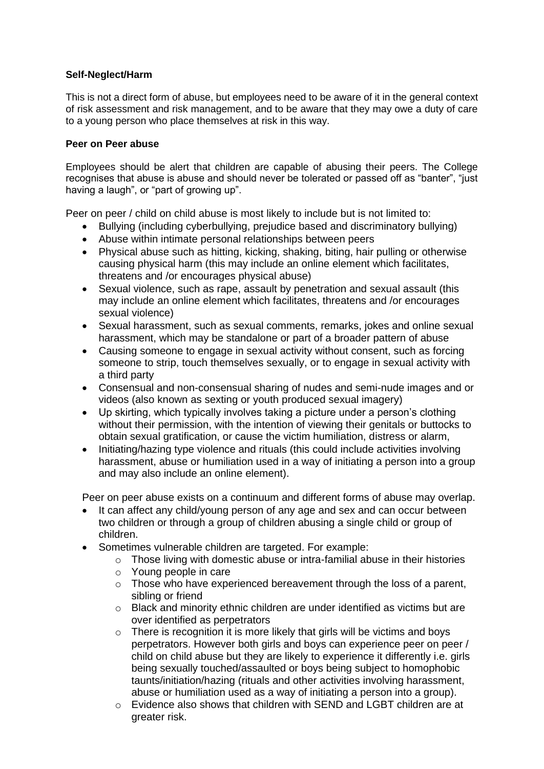**Self-Neglect/Harm**

This is not a direct form of abuse, but employees need to be aware of it in the general context of risk assessment and risk management, and to be aware that they may owe a duty of care to a young person who place themselves at risk in this way.

**Peer on Peer abuse**

Employees should be alert that children are capable of abusing their peers. The College recognises that abuse is abuse and should never be tolerated or passed off as "banter", "just having a laugh", or "part of growing up".

Peer on peer / child on child abuse is most likely to include but is not limited to:

- Bullying (including cyberbullying, prejudice based and discriminatory bullying)
- Abuse within intimate personal relationships between peers
- Physical abuse such as hitting, kicking, shaking, biting, hair pulling or otherwise causing physical harm (this may include an online element which facilitates, threatens and /or encourages physical abuse)
- Sexual violence, such as rape, assault by penetration and sexual assault (this may include an online element which facilitates, threatens and /or encourages sexual violence)
- Sexual harassment, such as sexual comments, remarks, jokes and online sexual harassment, which may be standalone or part of a broader pattern of abuse
- Causing someone to engage in sexual activity without consent, such as forcing someone to strip, touch themselves sexually, or to engage in sexual activity with a third party
- Consensual and non-consensual sharing of nudes and semi-nude images and or videos (also known as sexting or youth produced sexual imagery)
- Up skirting, which typically involves taking a picture under a person's clothing without their permission, with the intention of viewing their genitals or buttocks to obtain sexual gratification, or cause the victim humiliation, distress or alarm,
- Initiating/hazing type violence and rituals (this could include activities involving harassment, abuse or humiliation used in a way of initiating a person into a group and may also include an online element).

Peer on peer abuse exists on a continuum and different forms of abuse may overlap.

- It can affect any child/young person of any age and sex and can occur between two children or through a group of children abusing a single child or group of children.
- Sometimes vulnerable children are targeted. For example:
  - Those living with domestic abuse or intra-familial abuse in their histories
  - Young people in care
  - Those who have experienced bereavement through the loss of a parent, sibling or friend
  - Black and minority ethnic children are under identified as victims but are over identified as perpetrators
  - There is recognition it is more likely that girls will be victims and boys perpetrators. However both girls and boys can experience peer on peer / child on child abuse but they are likely to experience it differently i.e. girls being sexually touched/assaulted or boys being subject to homophobic taunts/initiation/hazing (rituals and other activities involving harassment, abuse or humiliation used as a way of initiating a person into a group).
  - Evidence also shows that children with SEND and LGBT children are at greater risk.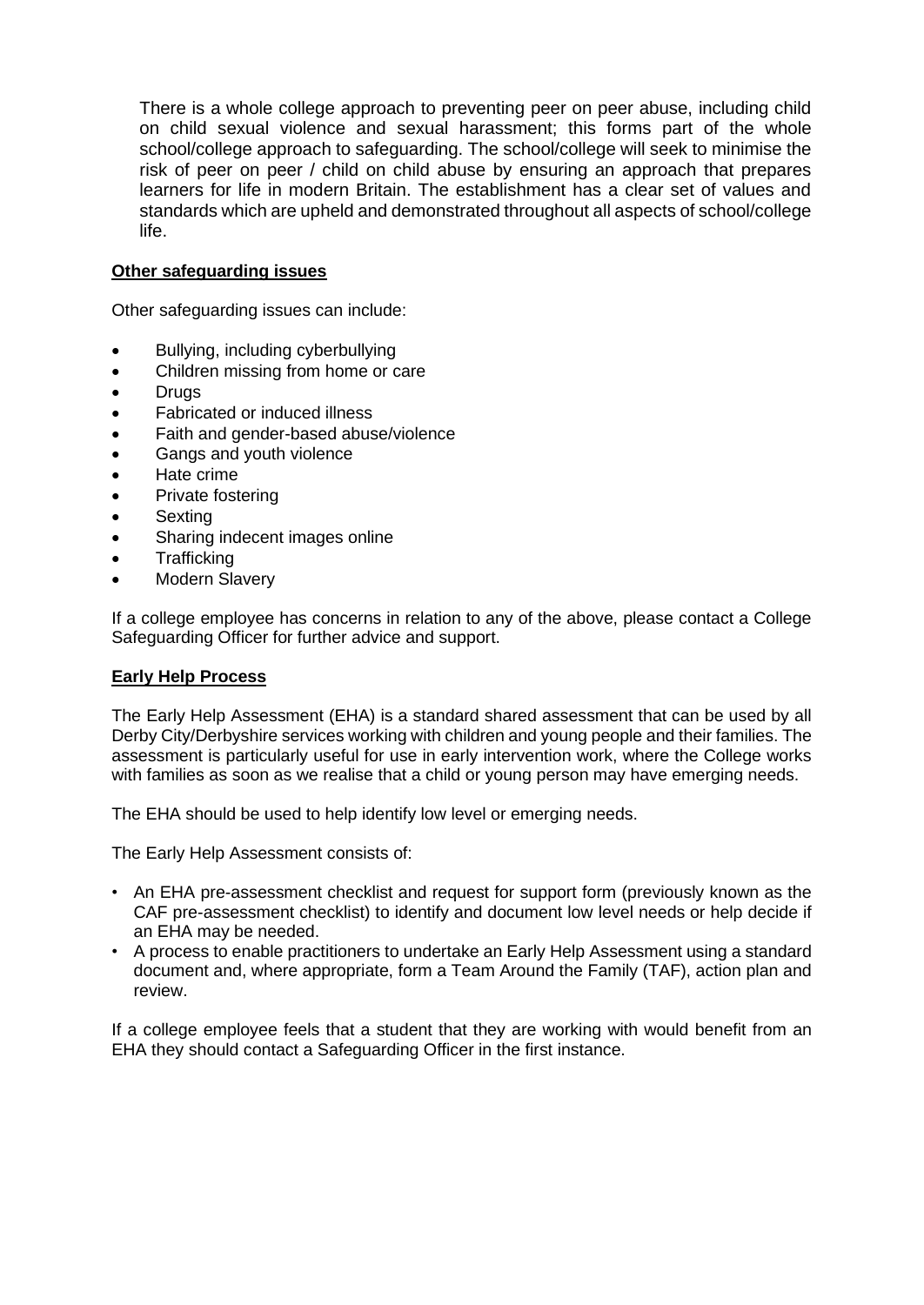There is a whole college approach to preventing peer on peer abuse, including child on child sexual violence and sexual harassment; this forms part of the whole school/college approach to safeguarding. The school/college will seek to minimise the risk of peer on peer / child on child abuse by ensuring an approach that prepares learners for life in modern Britain. The establishment has a clear set of values and standards which are upheld and demonstrated throughout all aspects of school/college life.

**Other safeguarding issues**

Other safeguarding issues can include:

- Bullying, including cyberbullying
- Children missing from home or care
- Drugs
- Fabricated or induced illness
- Faith and gender-based abuse/violence
- Gangs and youth violence
- Hate crime
- Private fostering
- Sexting
- Sharing indecent images online
- Trafficking
- Modern Slavery

If a college employee has concerns in relation to any of the above, please contact a College Safeguarding Officer for further advice and support.

**Early Help Process**

The Early Help Assessment (EHA) is a standard shared assessment that can be used by all Derby City/Derbyshire services working with children and young people and their families. The assessment is particularly useful for use in early intervention work, where the College works with families as soon as we realise that a child or young person may have emerging needs.

The EHA should be used to help identify low level or emerging needs.

The Early Help Assessment consists of:

- An EHA pre-assessment checklist and request for support form (previously known as the CAF pre-assessment checklist) to identify and document low level needs or help decide if an EHA may be needed.
- A process to enable practitioners to undertake an Early Help Assessment using a standard document and, where appropriate, form a Team Around the Family (TAF), action plan and review.

If a college employee feels that a student that they are working with would benefit from an EHA they should contact a Safeguarding Officer in the first instance.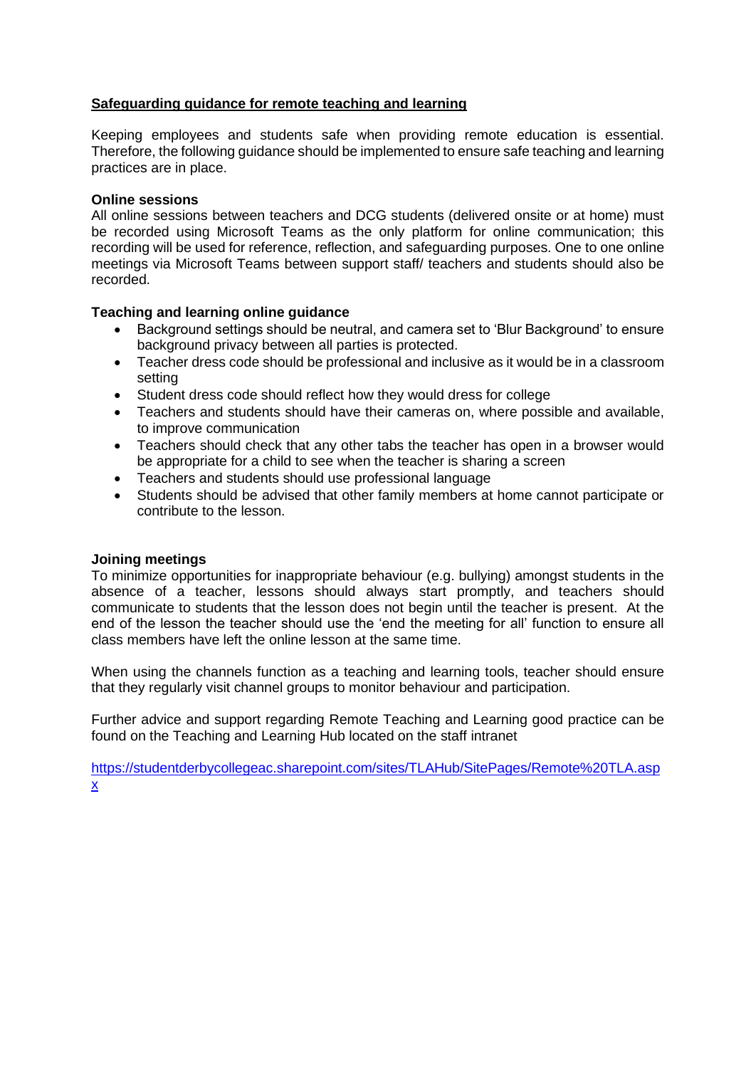## Safeguarding guidance for remote teaching and learning

Keeping employees and students safe when providing remote education is essential. Therefore, the following guidance should be implemented to ensure safe teaching and learning practices are in place.

**Online sessions**

All online sessions between teachers and DCG students (delivered onsite or at home) must be recorded using Microsoft Teams as the only platform for online communication; this recording will be used for reference, reflection, and safeguarding purposes. One to one online meetings via Microsoft Teams between support staff/ teachers and students should also be recorded.

**Teaching and learning online guidance**

- Background settings should be neutral, and camera set to 'Blur Background' to ensure background privacy between all parties is protected.
- Teacher dress code should be professional and inclusive as it would be in a classroom setting
- Student dress code should reflect how they would dress for college
- Teachers and students should have their cameras on, where possible and available, to improve communication
- Teachers should check that any other tabs the teacher has open in a browser would be appropriate for a child to see when the teacher is sharing a screen
- Teachers and students should use professional language
- Students should be advised that other family members at home cannot participate or contribute to the lesson.

**Joining meetings**

To minimize opportunities for inappropriate behaviour (e.g. bullying) amongst students in the absence of a teacher, lessons should always start promptly, and teachers should communicate to students that the lesson does not begin until the teacher is present. At the end of the lesson the teacher should use the 'end the meeting for all' function to ensure all class members have left the online lesson at the same time.

When using the channels function as a teaching and learning tools, teacher should ensure that they regularly visit channel groups to monitor behaviour and participation.

Further advice and support regarding Remote Teaching and Learning good practice can be found on the Teaching and Learning Hub located on the staff intranet

https://studentderbycollegeac.sharepoint.com/sites/TLAHub/SitePages/Remote%20TLA.aspx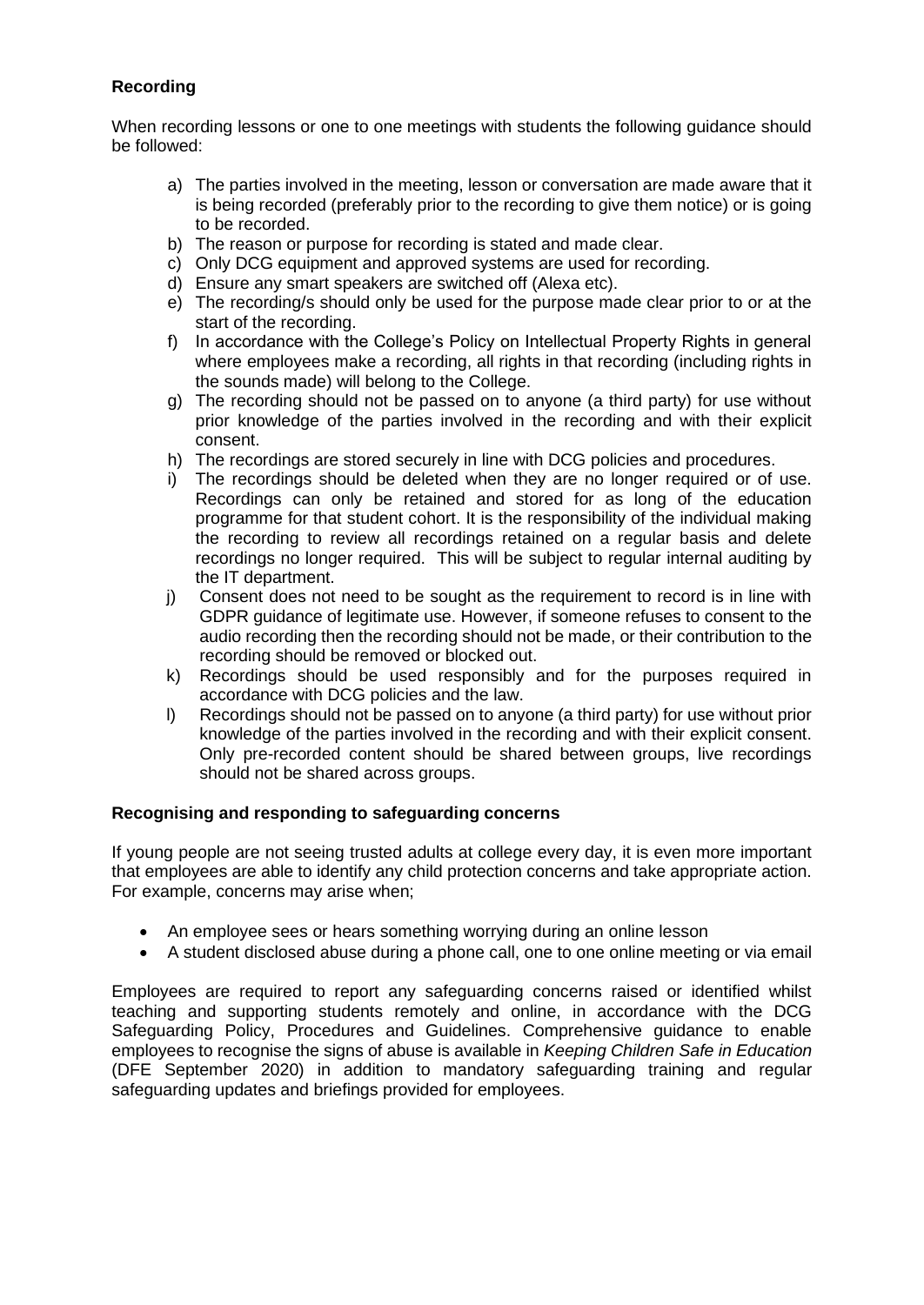**Recording**

When recording lessons or one to one meetings with students the following guidance should be followed:

a) The parties involved in the meeting, lesson or conversation are made aware that it is being recorded (preferably prior to the recording to give them notice) or is going to be recorded.
b) The reason or purpose for recording is stated and made clear.
c) Only DCG equipment and approved systems are used for recording.
d) Ensure any smart speakers are switched off (Alexa etc).
e) The recording/s should only be used for the purpose made clear prior to or at the start of the recording.
f) In accordance with the College's Policy on Intellectual Property Rights in general where employees make a recording, all rights in that recording (including rights in the sounds made) will belong to the College.
g) The recording should not be passed on to anyone (a third party) for use without prior knowledge of the parties involved in the recording and with their explicit consent.
h) The recordings are stored securely in line with DCG policies and procedures.
i) The recordings should be deleted when they are no longer required or of use. Recordings can only be retained and stored for as long of the education programme for that student cohort. It is the responsibility of the individual making the recording to review all recordings retained on a regular basis and delete recordings no longer required. This will be subject to regular internal auditing by the IT department.
j) Consent does not need to be sought as the requirement to record is in line with GDPR guidance of legitimate use. However, if someone refuses to consent to the audio recording then the recording should not be made, or their contribution to the recording should be removed or blocked out.
k) Recordings should be used responsibly and for the purposes required in accordance with DCG policies and the law.
l) Recordings should not be passed on to anyone (a third party) for use without prior knowledge of the parties involved in the recording and with their explicit consent. Only pre-recorded content should be shared between groups, live recordings should not be shared across groups.

**Recognising and responding to safeguarding concerns**

If young people are not seeing trusted adults at college every day, it is even more important that employees are able to identify any child protection concerns and take appropriate action. For example, concerns may arise when;

- An employee sees or hears something worrying during an online lesson
- A student disclosed abuse during a phone call, one to one online meeting or via email

Employees are required to report any safeguarding concerns raised or identified whilst teaching and supporting students remotely and online, in accordance with the DCG Safeguarding Policy, Procedures and Guidelines. Comprehensive guidance to enable employees to recognise the signs of abuse is available in *Keeping Children Safe in Education* (DFE September 2020) in addition to mandatory safeguarding training and regular safeguarding updates and briefings provided for employees.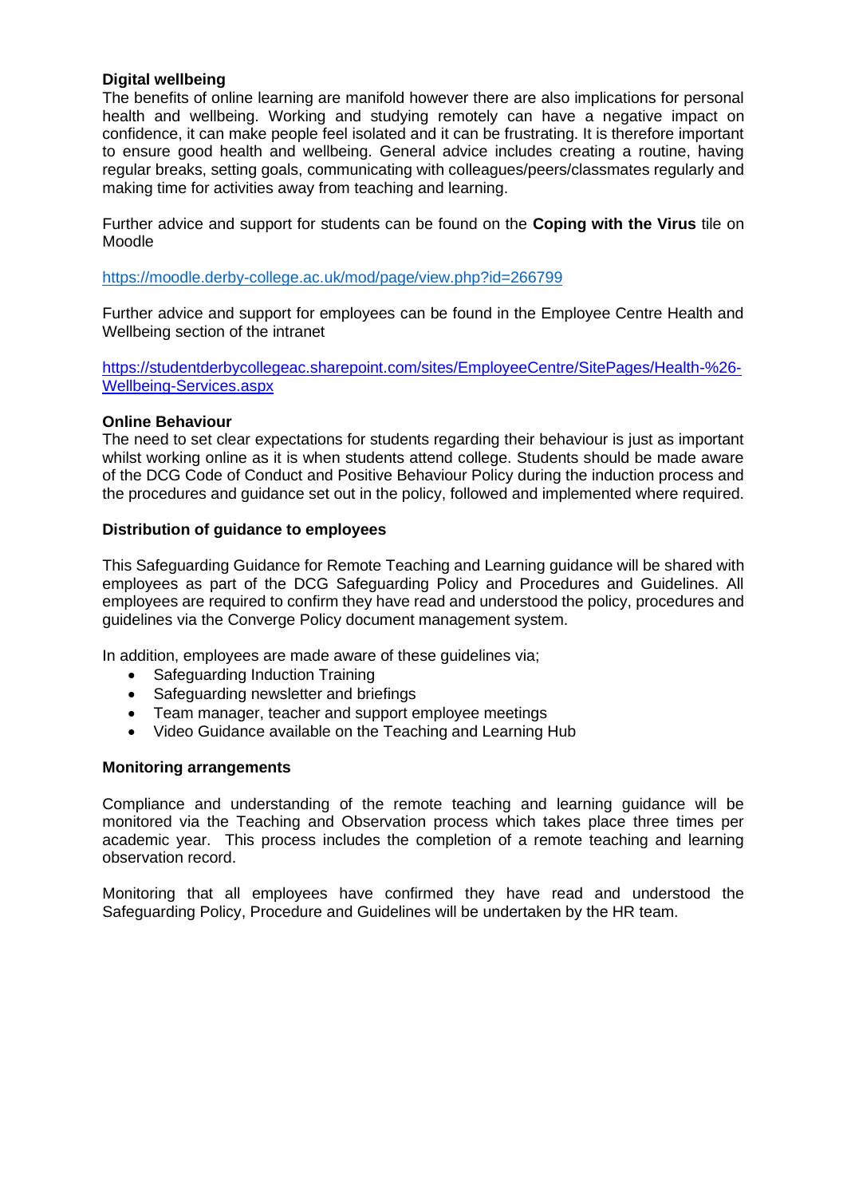**Digital wellbeing**

The benefits of online learning are manifold however there are also implications for personal health and wellbeing. Working and studying remotely can have a negative impact on confidence, it can make people feel isolated and it can be frustrating. It is therefore important to ensure good health and wellbeing. General advice includes creating a routine, having regular breaks, setting goals, communicating with colleagues/peers/classmates regularly and making time for activities away from teaching and learning.

Further advice and support for students can be found on the **Coping with the Virus** tile on Moodle

https://moodle.derby-college.ac.uk/mod/page/view.php?id=266799

Further advice and support for employees can be found in the Employee Centre Health and Wellbeing section of the intranet

https://studentderbycollegeac.sharepoint.com/sites/EmployeeCentre/SitePages/Health-%26-Wellbeing-Services.aspx

**Online Behaviour**

The need to set clear expectations for students regarding their behaviour is just as important whilst working online as it is when students attend college. Students should be made aware of the DCG Code of Conduct and Positive Behaviour Policy during the induction process and the procedures and guidance set out in the policy, followed and implemented where required.

**Distribution of guidance to employees**

This Safeguarding Guidance for Remote Teaching and Learning guidance will be shared with employees as part of the DCG Safeguarding Policy and Procedures and Guidelines. All employees are required to confirm they have read and understood the policy, procedures and guidelines via the Converge Policy document management system.

In addition, employees are made aware of these guidelines via;

- Safeguarding Induction Training
- Safeguarding newsletter and briefings
- Team manager, teacher and support employee meetings
- Video Guidance available on the Teaching and Learning Hub

**Monitoring arrangements**

Compliance and understanding of the remote teaching and learning guidance will be monitored via the Teaching and Observation process which takes place three times per academic year. This process includes the completion of a remote teaching and learning observation record.

Monitoring that all employees have confirmed they have read and understood the Safeguarding Policy, Procedure and Guidelines will be undertaken by the HR team.